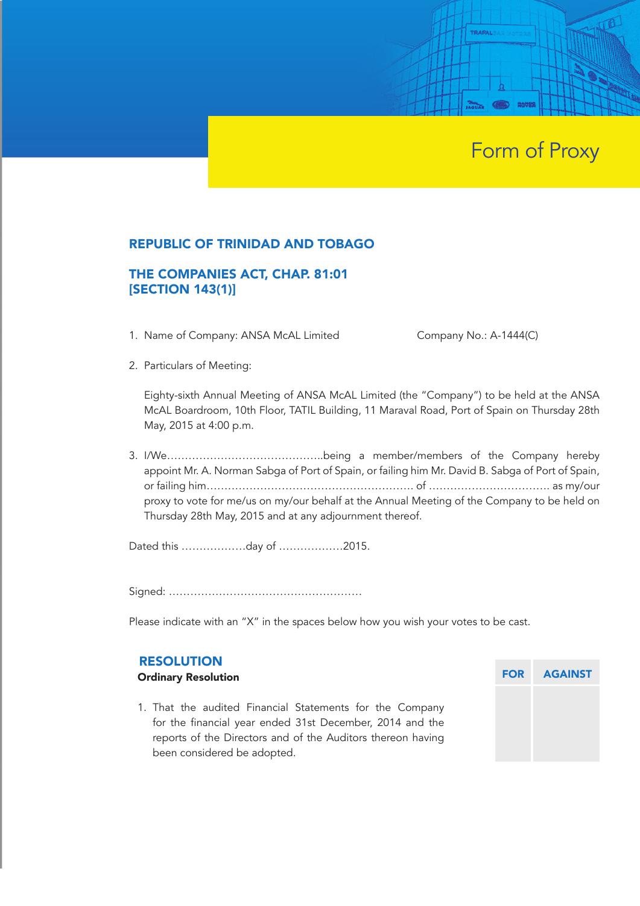# Form of Proxy

## REPUBLIC OF TRINIDAD AND TOBAGO

## THE COMPANIES ACT, CHAP. 81:01 [SECTION 143(1)]

1. Name of Company: ANSA McAL Limited　　　　　　Company No.: A-1444(C)

2. Particulars of Meeting:

   Eighty-sixth Annual Meeting of ANSA McAL Limited (the "Company") to be held at the ANSA McAL Boardroom, 10th Floor, TATIL Building, 11 Maraval Road, Port of Spain on Thursday 28th May, 2015 at 4:00 p.m.

3. I/We……………………………………..being a member/members of the Company hereby appoint Mr. A. Norman Sabga of Port of Spain, or failing him Mr. David B. Sabga of Port of Spain, or failing him………………………………………………… of …………………………… as my/our proxy to vote for me/us on my/our behalf at the Annual Meeting of the Company to be held on Thursday 28th May, 2015 and at any adjournment thereof.

Dated this ………………day of ………………2015.

Signed: ……………………………………………

Please indicate with an "X" in the spaces below how you wish your votes to be cast.

| RESOLUTION<br>**Ordinary Resolution** | FOR | AGAINST |
|---|---|---|
| 1. That the audited Financial Statements for the Company for the financial year ended 31st December, 2014 and the reports of the Directors and of the Auditors thereon having been considered be adopted. | | |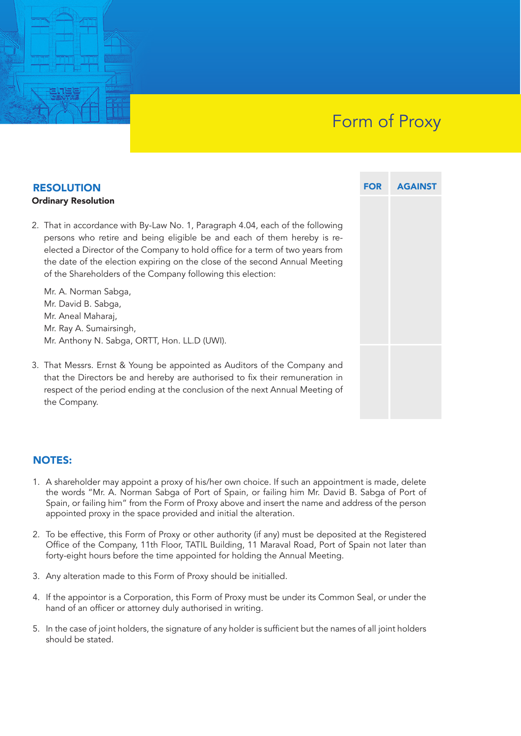# Form of Proxy

| **RESOLUTION** | **FOR** | **AGAINST** |
|---|---|---|
| **Ordinary Resolution** | | |
| 2. That in accordance with By-Law No. 1, Paragraph 4.04, each of the following persons who retire and being eligible be and each of them hereby is re-elected a Director of the Company to hold office for a term of two years from the date of the election expiring on the close of the second Annual Meeting of the Shareholders of the Company following this election:<br><br>Mr. A. Norman Sabga,<br>Mr. David B. Sabga,<br>Mr. Aneal Maharaj,<br>Mr. Ray A. Sumairsingh,<br>Mr. Anthony N. Sabga, ORTT, Hon. LL.D (UWI). | | |
| 3. That Messrs. Ernst & Young be appointed as Auditors of the Company and that the Directors be and hereby are authorised to fix their remuneration in respect of the period ending at the conclusion of the next Annual Meeting of the Company. | | |

## NOTES:

1. A shareholder may appoint a proxy of his/her own choice. If such an appointment is made, delete the words "Mr. A. Norman Sabga of Port of Spain, or failing him Mr. David B. Sabga of Port of Spain, or failing him" from the Form of Proxy above and insert the name and address of the person appointed proxy in the space provided and initial the alteration.

2. To be effective, this Form of Proxy or other authority (if any) must be deposited at the Registered Office of the Company, 11th Floor, TATIL Building, 11 Maraval Road, Port of Spain not later than forty-eight hours before the time appointed for holding the Annual Meeting.

3. Any alteration made to this Form of Proxy should be initialled.

4. If the appointor is a Corporation, this Form of Proxy must be under its Common Seal, or under the hand of an officer or attorney duly authorised in writing.

5. In the case of joint holders, the signature of any holder is sufficient but the names of all joint holders should be stated.